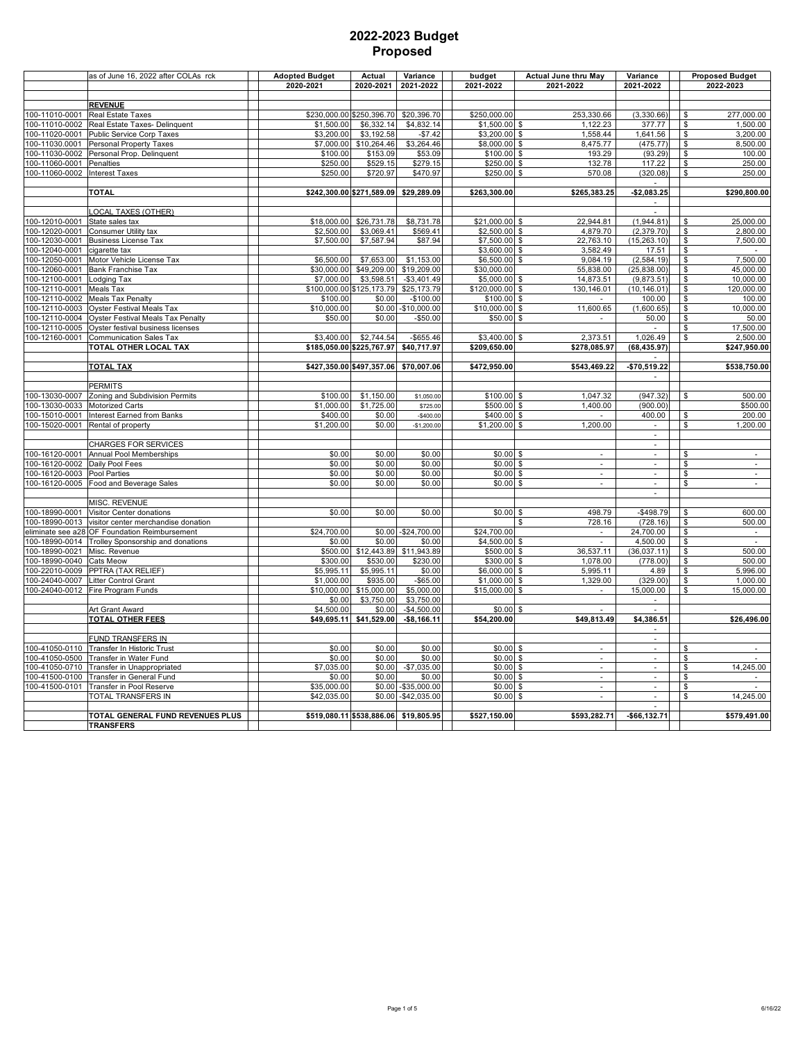# 2022-2023 Budget
## Proposed

| | as of June 16, 2022 after COLAs rck | Adopted Budget | Actual | Variance | budget | Actual June thru May | Variance | Proposed Budget |
|---|---|---|---|---|---|---|---|---|
| | | 2020-2021 | 2020-2021 | 2021-2022 | 2021-2022 | 2021-2022 | 2021-2022 | 2022-2023 |
| | **REVENUE** | | | | | | | |
| 100-11010-0001 | Real Estate Taxes | $230,000.00 | $250,396.70 | $20,396.70 | $250,000.00 | 253,330.66 | (3,330.66) | $ 277,000.00 |
| 100-11010-0002 | Real Estate Taxes- Delinquent | $1,500.00 | $6,332.14 | $4,832.14 | $1,500.00 | $ 1,122.23 | 377.77 | $ 1,500.00 |
| 100-11020-0001 | Public Service Corp Taxes | $3,200.00 | $3,192.58 | -$7.42 | $3,200.00 | $ 1,558.44 | 1,641.56 | $ 3,200.00 |
| 100-11030.0001 | Personal Property Taxes | $7,000.00 | $10,264.46 | $3,264.46 | $8,000.00 | $ 8,475.77 | (475.77) | $ 8,500.00 |
| 100-11030-0002 | Personal Prop. Delinquent | $100.00 | $153.09 | $53.09 | $100.00 | $ 193.29 | (93.29) | $ 100.00 |
| 100-11060-0001 | Penalties | $250.00 | $529.15 | $279.15 | $250.00 | $ 132.78 | 117.22 | $ 250.00 |
| 100-11060-0002 | Interest Taxes | $250.00 | $720.97 | $470.97 | $250.00 | $ 570.08 | (320.08) | $ 250.00 |
| | | | | | | | - | |
| | **TOTAL** | **$242,300.00** | **$271,589.09** | **$29,289.09** | **$263,300.00** | **$265,383.25** | **-$2,083.25** | **$290,800.00** |
| | | | | | | | - | |
| | LOCAL TAXES (OTHER) | | | | | | - | |
| 100-12010-0001 | State sales tax | $18,000.00 | $26,731.78 | $8,731.78 | $21,000.00 | $ 22,944.81 | (1,944.81) | $ 25,000.00 |
| 100-12020-0001 | Consumer Utility tax | $2,500.00 | $3,069.41 | $569.41 | $2,500.00 | $ 4,879.70 | (2,379.70) | $ 2,800.00 |
| 100-12030-0001 | Business License Tax | $7,500.00 | $7,587.94 | $87.94 | $7,500.00 | $ 22,763.10 | (15,263.10) | $ 7,500.00 |
| 100-12040-0001 | cigarette tax | | | | $3,600.00 | $ 3,582.49 | 17.51 | $ - |
| 100-12050-0001 | Motor Vehicle License Tax | $6,500.00 | $7,653.00 | $1,153.00 | $6,500.00 | $ 9,084.19 | (2,584.19) | $ 7,500.00 |
| 100-12060-0001 | Bank Franchise Tax | $30,000.00 | $49,209.00 | $19,209.00 | $30,000.00 | 55,838.00 | (25,838.00) | $ 45,000.00 |
| 100-12100-0001 | Lodging Tax | $7,000.00 | $3,598.51 | -$3,401.49 | $5,000.00 | $ 14,873.51 | (9,873.51) | $ 10,000.00 |
| 100-12110-0001 | Meals Tax | $100,000.00 | $125,173.79 | $25,173.79 | $120,000.00 | $ 130,146.01 | (10,146.01) | $ 120,000.00 |
| 100-12110-0002 | Meals Tax Penalty | $100.00 | $0.00 | -$100.00 | $100.00 | $ - | 100.00 | $ 100.00 |
| 100-12110-0003 | Oyster Festival Meals Tax | $10,000.00 | $0.00 | -$10,000.00 | $10,000.00 | $ 11,600.65 | (1,600.65) | $ 10,000.00 |
| 100-12110-0004 | Oyster Festival Meals Tax Penalty | $50.00 | $0.00 | -$50.00 | $50.00 | $ - | 50.00 | $ 50.00 |
| 100-12110-0005 | Oyster festival business licenses | | | | | | - | $ 17,500.00 |
| 100-12160-0001 | Communication Sales Tax | $3,400.00 | $2,744.54 | -$655.46 | $3,400.00 | $ 2,373.51 | 1,026.49 | $ 2,500.00 |
| | **TOTAL OTHER LOCAL TAX** | **$185,050.00** | **$225,767.97** | **$40,717.97** | **$209,650.00** | **$278,085.97** | **(68,435.97)** | **$247,950.00** |
| | | | | | | | - | |
| | **TOTAL TAX** | **$427,350.00** | **$497,357.06** | **$70,007.06** | **$472,950.00** | **$543,469.22** | **-$70,519.22** | **$538,750.00** |
| | | | | | | | - | |
| | PERMITS | | | | | | | |
| 100-13030-0007 | Zoning and Subdivision Permits | $100.00 | $1,150.00 | $1,050.00 | $100.00 | $ 1,047.32 | (947.32) | $ 500.00 |
| 100-13030-0033 | Motorized Carts | $1,000.00 | $1,725.00 | $725.00 | $500.00 | $ 1,400.00 | (900.00) | $500.00 |
| 100-15010-0001 | Interest Earned from Banks | $400.00 | $0.00 | -$400.00 | $400.00 | $ - | 400.00 | $ 200.00 |
| 100-15020-0001 | Rental of property | $1,200.00 | $0.00 | -$1,200.00 | $1,200.00 | $ 1,200.00 | - | $ 1,200.00 |
| | | | | | | | - | |
| | CHARGES FOR SERVICES | | | | | | - | |
| 100-16120-0001 | Annual Pool Memberships | $0.00 | $0.00 | $0.00 | $0.00 | $ - | - | $ - |
| 100-16120-0002 | Daily Pool Fees | $0.00 | $0.00 | $0.00 | $0.00 | $ - | - | $ - |
| 100-16120-0003 | Pool Parties | $0.00 | $0.00 | $0.00 | $0.00 | $ - | - | $ - |
| 100-16120-0005 | Food and Beverage Sales | $0.00 | $0.00 | $0.00 | $0.00 | $ - | - | $ - |
| | | | | | | | - | |
| | MISC. REVENUE | | | | | | | |
| 100-18990-0001 | Visitor Center donations | $0.00 | $0.00 | $0.00 | $0.00 | $ 498.79 | -$498.79 | $ 600.00 |
| 100-18990-0013 | visitor center merchandise donation | | | | | $ 728.16 | (728.16) | $ 500.00 |
| eliminate see a28 | OF Foundation Reimbursement | $24,700.00 | $0.00 | -$24,700.00 | $24,700.00 | - | 24,700.00 | $ - |
| 100-18990-0014 | Trolley Sponsorship and donations | $0.00 | $0.00 | $0.00 | $4,500.00 | $ - | 4,500.00 | $ - |
| 100-18990-0021 | Misc. Revenue | $500.00 | $12,443.89 | $11,943.89 | $500.00 | $ 36,537.11 | (36,037.11) | $ 500.00 |
| 100-18990-0040 | Cats Meow | $300.00 | $530.00 | $230.00 | $300.00 | $ 1,078.00 | (778.00) | $ 500.00 |
| 100-22010-0009 | PPTRA (TAX RELIEF) | $5,995.11 | $5,995.11 | $0.00 | $6,000.00 | $ 5,995.11 | 4.89 | $ 5,996.00 |
| 100-24040-0007 | Litter Control Grant | $1,000.00 | $935.00 | -$65.00 | $1,000.00 | $ 1,329.00 | (329.00) | $ 1,000.00 |
| 100-24040-0012 | Fire Program Funds | $10,000.00 | $15,000.00 | $5,000.00 | $15,000.00 | $ - | 15,000.00 | $ 15,000.00 |
| | | $0.00 | $3,750.00 | $3,750.00 | | | - | |
| | Art Grant Award | $4,500.00 | $0.00 | -$4,500.00 | $0.00 | $ - | - | |
| | **TOTAL OTHER FEES** | **$49,695.11** | **$41,529.00** | **-$8,166.11** | **$54,200.00** | **$49,813.49** | **$4,386.51** | **$26,496.00** |
| | | | | | | | - | |
| | FUND TRANSFERS IN | | | | | | - | |
| 100-41050-0110 | Transfer In Historic Trust | $0.00 | $0.00 | $0.00 | $0.00 | $ - | - | $ - |
| 100-41050-0500 | Transfer in Water Fund | $0.00 | $0.00 | $0.00 | $0.00 | $ - | - | $ - |
| 100-41050-0710 | Transfer in Unappropriated | $7,035.00 | $0.00 | -$7,035.00 | $0.00 | $ - | - | $ 14,245.00 |
| 100-41500-0100 | Transfer in General Fund | $0.00 | $0.00 | $0.00 | $0.00 | $ - | - | $ - |
| 100-41500-0101 | Transfer in Pool Reserve | $35,000.00 | $0.00 | -$35,000.00 | $0.00 | $ - | - | $ - |
| | TOTAL TRANSFERS IN | $42,035.00 | $0.00 | -$42,035.00 | $0.00 | $ - | - | $ 14,245.00 |
| | | | | | | | - | |
| | **TOTAL GENERAL FUND REVENUES PLUS TRANSFERS** | **$519,080.11** | **$538,886.06** | **$19,805.95** | **$527,150.00** | **$593,282.71** | **-$66,132.71** | **$579,491.00** |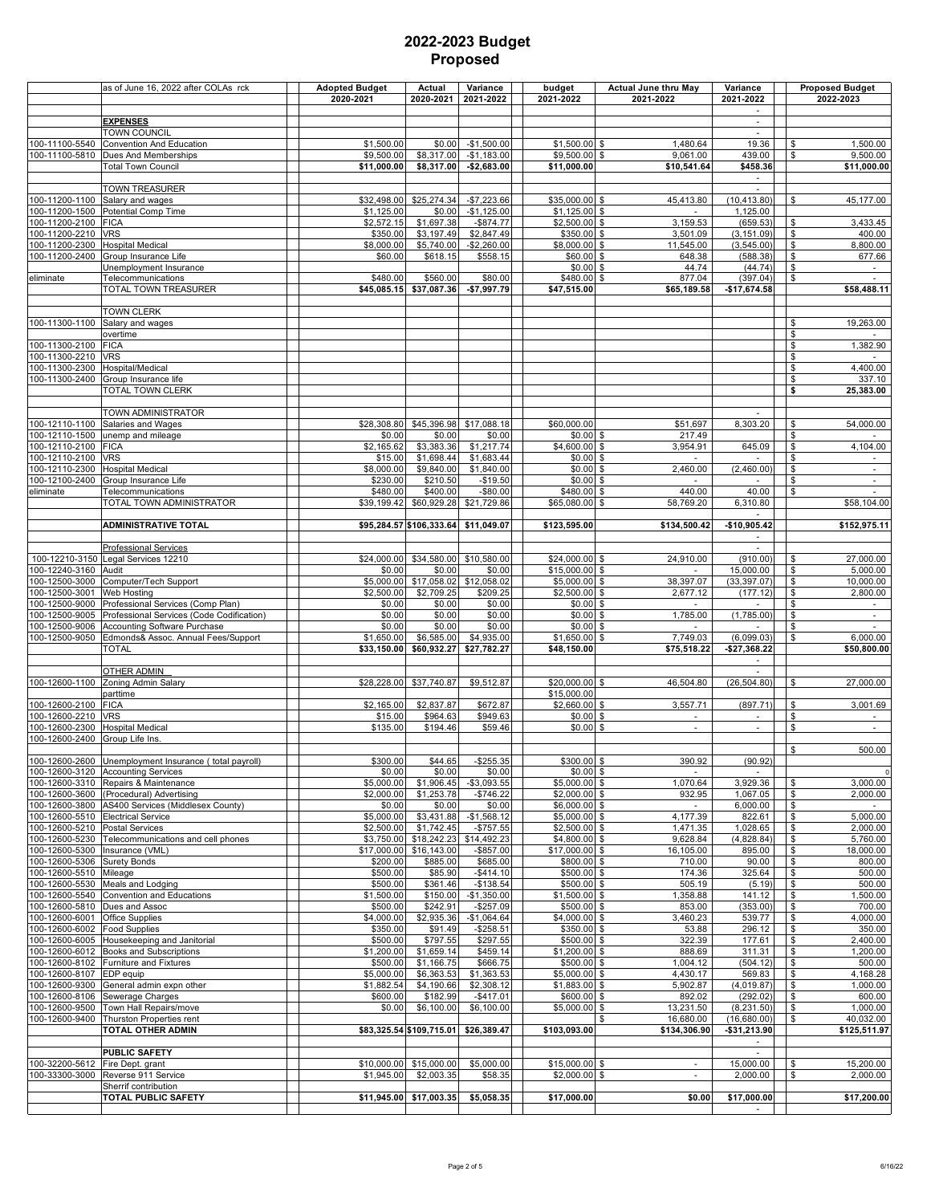# 2022-2023 Budget
## Proposed

| | as of June 16, 2022 after COLAs rck | Adopted Budget 2020-2021 | Actual 2020-2021 | Variance 2021-2022 | budget 2021-2022 | Actual June thru May 2021-2022 | Variance 2021-2022 | Proposed Budget 2022-2023 |
|---|---|---|---|---|---|---|---|---|
| | | | | | | | - | |
| | **EXPENSES** | | | | | | - | |
| | TOWN COUNCIL | | | | | | - | |
| 100-11100-5540 | Convention And Education | $1,500.00 | $0.00 | -$1,500.00 | $1,500.00 | $ 1,480.64 | 19.36 | $ 1,500.00 |
| 100-11100-5810 | Dues And Memberships | $9,500.00 | $8,317.00 | -$1,183.00 | $9,500.00 | $ 9,061.00 | 439.00 | $ 9,500.00 |
| | Total Town Council | **$11,000.00** | **$8,317.00** | **-$2,683.00** | **$11,000.00** | **$10,541.64** | **$458.36** | **$11,000.00** |
| | | | | | | | - | |
| | TOWN TREASURER | | | | | | - | |
| 100-11200-1100 | Salary and wages | $32,498.00 | $25,274.34 | -$7,223.66 | $35,000.00 | $ 45,413.80 | (10,413.80) | $ 45,177.00 |
| 100-11200-1500 | Potential Comp Time | $1,125.00 | $0.00 | -$1,125.00 | $1,125.00 | $ - | 1,125.00 | |
| 100-11200-2100 | FICA | $2,572.15 | $1,697.38 | -$874.77 | $2,500.00 | $ 3,159.53 | (659.53) | $ 3,433.45 |
| 100-11200-2210 | VRS | $350.00 | $3,197.49 | $2,847.49 | $350.00 | $ 3,501.09 | (3,151.09) | $ 400.00 |
| 100-11200-2300 | Hospital Medical | $8,000.00 | $5,740.00 | -$2,260.00 | $8,000.00 | $ 11,545.00 | (3,545.00) | $ 8,800.00 |
| 100-11200-2400 | Group Insurance Life | $60.00 | $618.15 | $558.15 | $60.00 | $ 648.38 | (588.38) | $ 677.66 |
| | Unemployment Insurance | | | | $0.00 | $ 44.74 | (44.74) | $ - |
| eliminate | Telecommunications | $480.00 | $560.00 | $80.00 | $480.00 | $ 877.04 | (397.04) | $ - |
| | TOTAL TOWN TREASURER | **$45,085.15** | **$37,087.36** | **-$7,997.79** | **$47,515.00** | **$65,189.58** | **-$17,674.58** | **$58,488.11** |
| | | | | | | | | |
| | TOWN CLERK | | | | | | | |
| 100-11300-1100 | Salary and wages | | | | | | | $ 19,263.00 |
| | overtime | | | | | | | $ - |
| 100-11300-2100 | FICA | | | | | | | $ 1,382.90 |
| 100-11300-2210 | VRS | | | | | | | $ - |
| 100-11300-2300 | Hospital/Medical | | | | | | | $ 4,400.00 |
| 100-11300-2400 | Group Insurance life | | | | | | | $ 337.10 |
| | TOTAL TOWN CLERK | | | | | | | **$ 25,383.00** |
| | | | | | | | | |
| | TOWN ADMINISTRATOR | | | | | | - | |
| 100-12110-1100 | Salaries and Wages | $28,308.80 | $45,396.98 | $17,088.18 | $60,000.00 | $51,697 | 8,303.20 | $ 54,000.00 |
| 100-12110-1500 | unemp and mileage | $0.00 | $0.00 | $0.00 | $0.00 | $ 217.49 | | $ - |
| 100-12110-2100 | FICA | $2,165.62 | $3,383.36 | $1,217.74 | $4,600.00 | $ 3,954.91 | 645.09 | $ 4,104.00 |
| 100-12110-2100 | VRS | $15.00 | $1,698.44 | $1,683.44 | $0.00 | $ - | | $ - |
| 100-12110-2300 | Hospital Medical | $8,000.00 | $9,840.00 | $1,840.00 | $0.00 | $ 2,460.00 | (2,460.00) | $ - |
| 100-12100-2400 | Group Insurance Life | $230.00 | $210.50 | -$19.50 | $0.00 | $ - | - | $ - |
| eliminate | Telecommunications | $480.00 | $400.00 | -$80.00 | $480.00 | $ 440.00 | 40.00 | $ - |
| | TOTAL TOWN ADMINISTRATOR | $39,199.42 | $60,929.28 | $21,729.86 | $65,080.00 | $ 58,769.20 | 6,310.80 | $58,104.00 |
| | | | | | | | - | |
| | **ADMINISTRATIVE TOTAL** | **$95,284.57** | **$106,333.64** | **$11,049.07** | **$123,595.00** | **$134,500.42** | **-$10,905.42** | **$152,975.11** |
| | | | | | | | - | |
| | Professional Services | | | | | | - | |
| 100-12210-3150 | Legal Services 12210 | $24,000.00 | $34,580.00 | $10,580.00 | $24,000.00 | $ 24,910.00 | (910.00) | $ 27,000.00 |
| 100-12240-3160 | Audit | $0.00 | $0.00 | $0.00 | $15,000.00 | $ - | 15,000.00 | $ 5,000.00 |
| 100-12500-3000 | Computer/Tech Support | $5,000.00 | $17,058.02 | $12,058.02 | $5,000.00 | $ 38,397.07 | (33,397.07) | $ 10,000.00 |
| 100-12500-3001 | Web Hosting | $2,500.00 | $2,709.25 | $209.25 | $2,500.00 | $ 2,677.12 | (177.12) | $ 2,800.00 |
| 100-12500-9000 | Professional Services (Comp Plan) | $0.00 | $0.00 | $0.00 | $0.00 | $ - | - | $ - |
| 100-12500-9005 | Professional Services (Code Codification) | $0.00 | $0.00 | $0.00 | $0.00 | $ 1,785.00 | (1,785.00) | $ - |
| 100-12500-9006 | Accounting Software Purchase | $0.00 | $0.00 | $0.00 | $0.00 | $ - | - | $ - |
| 100-12500-9050 | Edmonds& Assoc. Annual Fees/Support | $1,650.00 | $6,585.00 | $4,935.00 | $1,650.00 | $ 7,749.03 | (6,099.03) | $ 6,000.00 |
| | TOTAL | **$33,150.00** | **$60,932.27** | **$27,782.27** | **$48,150.00** | **$75,518.22** | **-$27,368.22** | **$50,800.00** |
| | | | | | | | - | |
| | OTHER ADMIN | | | | | | - | |
| 100-12600-1100 | Zoning Admin Salary | $28,228.00 | $37,740.87 | $9,512.87 | $20,000.00 | $ 46,504.80 | (26,504.80) | $ 27,000.00 |
| | parttime | | | | $15,000.00 | | | |
| 100-12600-2100 | FICA | $2,165.00 | $2,837.87 | $672.87 | $2,660.00 | $ 3,557.71 | (897.71) | $ 3,001.69 |
| 100-12600-2210 | VRS | $15.00 | $964.63 | $949.63 | $0.00 | $ - | - | $ - |
| 100-12600-2300 | Hospital Medical | $135.00 | $194.46 | $59.46 | $0.00 | $ - | - | $ - |
| 100-12600-2400 | Group Life Ins. | | | | | | | |
| | | | | | | | | $ 500.00 |
| 100-12600-2600 | Unemployment Insurance ( total payroll) | $300.00 | $44.65 | -$255.35 | $300.00 | $ 390.92 | (90.92) | |
| 100-12600-3120 | Accounting Services | $0.00 | $0.00 | $0.00 | $0.00 | $ - | - | 0 |
| 100-12600-3310 | Repairs & Maintenance | $5,000.00 | $1,906.45 | -$3,093.55 | $5,000.00 | $ 1,070.64 | 3,929.36 | $ 3,000.00 |
| 100-12600-3600 | (Procedural) Advertising | $2,000.00 | $1,253.78 | -$746.22 | $2,000.00 | $ 932.95 | 1,067.05 | $ 2,000.00 |
| 100-12600-3800 | AS400 Services (Middlesex County) | $0.00 | $0.00 | $0.00 | $6,000.00 | $ - | 6,000.00 | $ - |
| 100-12600-5510 | Electrical Service | $5,000.00 | $3,431.88 | -$1,568.12 | $5,000.00 | $ 4,177.39 | 822.61 | $ 5,000.00 |
| 100-12600-5210 | Postal Services | $2,500.00 | $1,742.45 | -$757.55 | $2,500.00 | $ 1,471.35 | 1,028.65 | $ 2,000.00 |
| 100-12600-5230 | Telecommunications and cell phones | $3,750.00 | $18,242.23 | $14,492.23 | $4,800.00 | $ 9,628.84 | (4,828.84) | $ 5,760.00 |
| 100-12600-5300 | Insurance (VML) | $17,000.00 | $16,143.00 | -$857.00 | $17,000.00 | $ 16,105.00 | 895.00 | $ 18,000.00 |
| 100-12600-5306 | Surety Bonds | $200.00 | $885.00 | $685.00 | $800.00 | $ 710.00 | 90.00 | $ 800.00 |
| 100-12600-5510 | Mileage | $500.00 | $85.90 | -$414.10 | $500.00 | $ 174.36 | 325.64 | $ 500.00 |
| 100-12600-5530 | Meals and Lodging | $500.00 | $361.46 | -$138.54 | $500.00 | $ 505.19 | (5.19) | $ 500.00 |
| 100-12600-5540 | Convention and Educations | $1,500.00 | $150.00 | -$1,350.00 | $1,500.00 | $ 1,358.88 | 141.12 | $ 1,500.00 |
| 100-12600-5810 | Dues and Assoc | $500.00 | $242.91 | -$257.09 | $500.00 | $ 853.00 | (353.00) | $ 700.00 |
| 100-12600-6001 | Office Supplies | $4,000.00 | $2,935.36 | -$1,064.64 | $4,000.00 | $ 3,460.23 | 539.77 | $ 4,000.00 |
| 100-12600-6002 | Food Supplies | $350.00 | $91.49 | -$258.51 | $350.00 | $ 53.88 | 296.12 | $ 350.00 |
| 100-12600-6005 | Housekeeping and Janitorial | $500.00 | $797.55 | $297.55 | $500.00 | $ 322.39 | 177.61 | $ 2,400.00 |
| 100-12600-6012 | Books and Subscriptions | $1,200.00 | $1,659.14 | $459.14 | $1,200.00 | $ 888.69 | 311.31 | $ 1,200.00 |
| 100-12600-8102 | Furniture and Fixtures | $500.00 | $1,166.75 | $666.75 | $500.00 | $ 1,004.12 | (504.12) | $ 500.00 |
| 100-12600-8107 | EDP equip | $5,000.00 | $6,363.53 | $1,363.53 | $5,000.00 | $ 4,430.17 | 569.83 | $ 4,168.28 |
| 100-12600-9300 | General admin expn other | $1,882.54 | $4,190.66 | $2,308.12 | $1,883.00 | $ 5,902.87 | (4,019.87) | $ 1,000.00 |
| 100-12600-8106 | Sewerage Charges | $600.00 | $182.99 | -$417.01 | $600.00 | $ 892.02 | (292.02) | $ 600.00 |
| 100-12600-9500 | Town Hall Repairs/move | $0.00 | $6,100.00 | $6,100.00 | $5,000.00 | $ 13,231.50 | (8,231.50) | $ 1,000.00 |
| 100-12600-9400 | Thurston Properties rent | | | | | $ 16,680.00 | (16,680.00) | $ 40,032.00 |
| | **TOTAL OTHER ADMIN** | **$83,325.54** | **$109,715.01** | **$26,389.47** | **$103,093.00** | **$134,306.90** | **-$31,213.90** | **$125,511.97** |
| | | | | | | | - | |
| | **PUBLIC SAFETY** | | | | | | - | |
| 100-32200-5612 | Fire Dept. grant | $10,000.00 | $15,000.00 | $5,000.00 | $15,000.00 | $ - | 15,000.00 | $ 15,200.00 |
| 100-33300-3000 | Reverse 911 Service | $1,945.00 | $2,003.35 | $58.35 | $2,000.00 | $ - | 2,000.00 | $ 2,000.00 |
| | Sherrif contribution | | | | | | | |
| | **TOTAL PUBLIC SAFETY** | **$11,945.00** | **$17,003.35** | **$5,058.35** | **$17,000.00** | **$0.00** | **$17,000.00** | **$17,200.00** |
| | | | | | | | - | |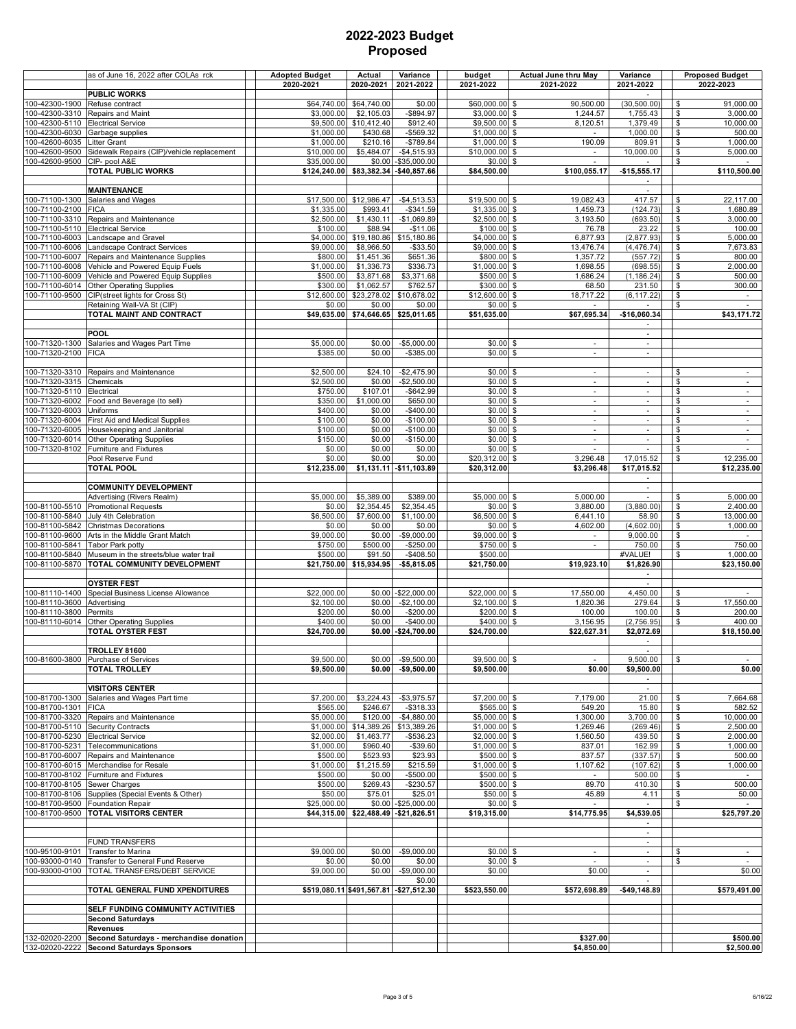# 2022-2023 Budget
## Proposed

| | as of June 16, 2022 after COLAs rck | Adopted Budget 2020-2021 | Actual 2020-2021 | Variance 2021-2022 | budget 2021-2022 | Actual June thru May 2021-2022 | Variance 2021-2022 | Proposed Budget 2022-2023 |
|---|---|---|---|---|---|---|---|---|
| | **PUBLIC WORKS** | | | | | | - | |
| 100-42300-1900 | Refuse contract | $64,740.00 | $64,740.00 | $0.00 | $60,000.00 | $ 90,500.00 | (30,500.00) | $ 91,000.00 |
| 100-42300-3310 | Repairs and Maint | $3,000.00 | $2,105.03 | -$894.97 | $3,000.00 | $ 1,244.57 | 1,755.43 | $ 3,000.00 |
| 100-42300-5110 | Electrical Service | $9,500.00 | $10,412.40 | $912.40 | $9,500.00 | $ 8,120.51 | 1,379.49 | $ 10,000.00 |
| 100-42300-6030 | Garbage supplies | $1,000.00 | $430.68 | -$569.32 | $1,000.00 | $ - | 1,000.00 | $ 500.00 |
| 100-42600-6035 | Litter Grant | $1,000.00 | $210.16 | -$789.84 | $1,000.00 | $ 190.09 | 809.91 | $ 1,000.00 |
| 100-42600-9500 | Sidewalk Repairs (CIP)/vehicle replacement | $10,000.00 | $5,484.07 | -$4,515.93 | $10,000.00 | $ - | 10,000.00 | $ 5,000.00 |
| 100-42600-9500 | CIP- pool A&E | $35,000.00 | $0.00 | -$35,000.00 | $0.00 | $ - | - | $ - |
| | **TOTAL PUBLIC WORKS** | **$124,240.00** | **$83,382.34** | **-$40,857.66** | **$84,500.00** | **$100,055.17** | **-$15,555.17** | **$110,500.00** |
| | | | | | | | - | |
| | **MAINTENANCE** | | | | | | - | |
| 100-71100-1300 | Salaries and Wages | $17,500.00 | $12,986.47 | -$4,513.53 | $19,500.00 | $ 19,082.43 | 417.57 | $ 22,117.00 |
| 100-71100-2100 | FICA | $1,335.00 | $993.41 | -$341.59 | $1,335.00 | $ 1,459.73 | (124.73) | $ 1,680.89 |
| 100-71100-3310 | Repairs and Maintenance | $2,500.00 | $1,430.11 | -$1,069.89 | $2,500.00 | $ 3,193.50 | (693.50) | $ 3,000.00 |
| 100-71100-5110 | Electrical Service | $100.00 | $88.94 | -$11.06 | $100.00 | $ 76.78 | 23.22 | $ 100.00 |
| 100-71100-6003 | Landscape and Gravel | $4,000.00 | $19,180.86 | $15,180.86 | $4,000.00 | $ 6,877.93 | (2,877.93) | $ 5,000.00 |
| 100-71100-6006 | Landscape Contract Services | $9,000.00 | $8,966.50 | -$33.50 | $9,000.00 | $ 13,476.74 | (4,476.74) | $ 7,673.83 |
| 100-71100-6007 | Repairs and Maintenance Supplies | $800.00 | $1,451.36 | $651.36 | $800.00 | $ 1,357.72 | (557.72) | $ 800.00 |
| 100-71100-6008 | Vehicle and Powered Equip Fuels | $1,000.00 | $1,336.73 | $336.73 | $1,000.00 | $ 1,698.55 | (698.55) | $ 2,000.00 |
| 100-71100-6009 | Vehicle and Powered Equip Supplies | $500.00 | $3,871.68 | $3,371.68 | $500.00 | $ 1,686.24 | (1,186.24) | $ 500.00 |
| 100-71100-6014 | Other Operating Supplies | $300.00 | $1,062.57 | $762.57 | $300.00 | $ 68.50 | 231.50 | $ 300.00 |
| 100-71100-9500 | CIP(street lights for Cross St) | $12,600.00 | $23,278.02 | $10,678.02 | $12,600.00 | $ 18,717.22 | (6,117.22) | $ - |
| | Retaining Wall-VA St (CIP) | $0.00 | $0.00 | $0.00 | $0.00 | $ - | - | $ - |
| | **TOTAL MAINT AND CONTRACT** | **$49,635.00** | **$74,646.65** | **$25,011.65** | **$51,635.00** | **$67,695.34** | **-$16,060.34** | **$43,171.72** |
| | | | | | | | - | |
| | **POOL** | | | | | | - | |
| 100-71320-1300 | Salaries and Wages Part Time | $5,000.00 | $0.00 | -$5,000.00 | $0.00 | $ - | - | |
| 100-71320-2100 | FICA | $385.00 | $0.00 | -$385.00 | $0.00 | $ - | - | |
| | | | | | | | | |
| 100-71320-3310 | Repairs and Maintenance | $2,500.00 | $24.10 | -$2,475.90 | $0.00 | $ - | - | $ - |
| 100-71320-3315 | Chemicals | $2,500.00 | $0.00 | -$2,500.00 | $0.00 | $ - | - | $ - |
| 100-71320-5110 | Electrical | $750.00 | $107.01 | -$642.99 | $0.00 | $ - | - | $ - |
| 100-71320-6002 | Food and Beverage (to sell) | $350.00 | $1,000.00 | $650.00 | $0.00 | $ - | - | $ - |
| 100-71320-6003 | Uniforms | $400.00 | $0.00 | -$400.00 | $0.00 | $ - | - | $ - |
| 100-71320-6004 | First Aid and Medical Supplies | $100.00 | $0.00 | -$100.00 | $0.00 | $ - | - | $ - |
| 100-71320-6005 | Housekeeping and Janitorial | $100.00 | $0.00 | -$100.00 | $0.00 | $ - | - | $ - |
| 100-71320-6014 | Other Operating Supplies | $150.00 | $0.00 | -$150.00 | $0.00 | $ - | - | $ - |
| 100-71320-8102 | Furniture and Fixtures | $0.00 | $0.00 | $0.00 | $0.00 | $ - | - | $ - |
| | Pool Reserve Fund | $0.00 | $0.00 | $0.00 | $20,312.00 | $ 3,296.48 | 17,015.52 | $ 12,235.00 |
| | **TOTAL POOL** | **$12,235.00** | **$1,131.11** | **-$11,103.89** | **$20,312.00** | **$3,296.48** | **$17,015.52** | **$12,235.00** |
| | | | | | | | - | |
| | **COMMUNITY DEVELOPMENT** | | | | | | - | |
| | Advertising (Rivers Realm) | $5,000.00 | $5,389.00 | $389.00 | $5,000.00 | $ 5,000.00 | - | $ 5,000.00 |
| 100-81100-5510 | Promotional Requests | $0.00 | $2,354.45 | $2,354.45 | $0.00 | $ 3,880.00 | (3,880.00) | $ 2,400.00 |
| 100-81100-5840 | July 4th Celebration | $6,500.00 | $7,600.00 | $1,100.00 | $6,500.00 | $ 6,441.10 | 58.90 | $ 13,000.00 |
| 100-81100-5842 | Christmas Decorations | $0.00 | $0.00 | $0.00 | $0.00 | $ 4,602.00 | (4,602.00) | $ 1,000.00 |
| 100-81100-9600 | Arts in the Middle Grant Match | $9,000.00 | $0.00 | -$9,000.00 | $9,000.00 | $ - | 9,000.00 | $ - |
| 100-81100-5841 | Tabor Park potty | $750.00 | $500.00 | -$250.00 | $750.00 | $ - | 750.00 | $ 750.00 |
| 100-81100-5840 | Museum in the streets/blue water trail | $500.00 | $91.50 | -$408.50 | $500.00 | | #VALUE! | $ 1,000.00 |
| 100-81100-5870 | **TOTAL COMMUNITY DEVELOPMENT** | **$21,750.00** | **$15,934.95** | **-$5,815.05** | **$21,750.00** | **$19,923.10** | **$1,826.90** | **$23,150.00** |
| | | | | | | | - | |
| | **OYSTER FEST** | | | | | | - | |
| 100-81110-1400 | Special Business License Allowance | $22,000.00 | $0.00 | -$22,000.00 | $22,000.00 | $ 17,550.00 | 4,450.00 | $ - |
| 100-81110-3600 | Advertising | $2,100.00 | $0.00 | -$2,100.00 | $2,100.00 | $ 1,820.36 | 279.64 | $ 17,550.00 |
| 100-81110-3800 | Permits | $200.00 | $0.00 | -$200.00 | $200.00 | $ 100.00 | 100.00 | $ 200.00 |
| 100-81110-6014 | Other Operating Supplies | $400.00 | $0.00 | -$400.00 | $400.00 | $ 3,156.95 | (2,756.95) | $ 400.00 |
| | **TOTAL OYSTER FEST** | **$24,700.00** | **$0.00** | **-$24,700.00** | **$24,700.00** | **$22,627.31** | **$2,072.69** | **$18,150.00** |
| | | | | | | | - | |
| | **TROLLEY 81600** | | | | | | - | |
| 100-81600-3800 | Purchase of Services | $9,500.00 | $0.00 | -$9,500.00 | $9,500.00 | $ - | 9,500.00 | $ - |
| | **TOTAL TROLLEY** | **$9,500.00** | **$0.00** | **-$9,500.00** | **$9,500.00** | **$0.00** | **$9,500.00** | **$0.00** |
| | | | | | | | - | |
| | **VISITORS CENTER** | | | | | | - | |
| 100-81700-1300 | Salaries and Wages Part time | $7,200.00 | $3,224.43 | -$3,975.57 | $7,200.00 | $ 7,179.00 | 21.00 | $ 7,664.68 |
| 100-81700-1301 | FICA | $565.00 | $246.67 | -$318.33 | $565.00 | $ 549.20 | 15.80 | $ 582.52 |
| 100-81700-3320 | Repairs and Maintenance | $5,000.00 | $120.00 | -$4,880.00 | $5,000.00 | $ 1,300.00 | 3,700.00 | $ 10,000.00 |
| 100-81700-5110 | Security Contracts | $1,000.00 | $14,389.26 | $13,389.26 | $1,000.00 | $ 1,269.46 | (269.46) | $ 2,500.00 |
| 100-81700-5230 | Electrical Service | $2,000.00 | $1,463.77 | -$536.23 | $2,000.00 | $ 1,560.50 | 439.50 | $ 2,000.00 |
| 100-81700-5231 | Telecommunications | $1,000.00 | $960.40 | -$39.60 | $1,000.00 | $ 837.01 | 162.99 | $ 1,000.00 |
| 100-81700-6007 | Repairs and Maintenance | $500.00 | $523.93 | $23.93 | $500.00 | $ 837.57 | (337.57) | $ 500.00 |
| 100-81700-6015 | Merchandise for Resale | $1,000.00 | $1,215.59 | $215.59 | $1,000.00 | $ 1,107.62 | (107.62) | $ 1,000.00 |
| 100-81700-8102 | Furniture and Fixtures | $500.00 | $0.00 | -$500.00 | $500.00 | $ - | 500.00 | $ - |
| 100-81700-8105 | Sewer Charges | $500.00 | $269.43 | -$230.57 | $500.00 | $ 89.70 | 410.30 | $ 500.00 |
| 100-81700-8106 | Supplies (Special Events & Other) | $50.00 | $75.01 | $25.01 | $50.00 | $ 45.89 | 4.11 | $ 50.00 |
| 100-81700-9500 | Foundation Repair | $25,000.00 | $0.00 | -$25,000.00 | $0.00 | $ - | - | $ - |
| 100-81700-9500 | **TOTAL VISITORS CENTER** | **$44,315.00** | **$22,488.49** | **-$21,826.51** | **$19,315.00** | **$14,775.95** | **$4,539.05** | **$25,797.20** |
| | | | | | | | - | |
| | | | | | | | - | |
| | FUND TRANSFERS | | | | | | - | |
| 100-95100-9101 | Transfer to Marina | $9,000.00 | $0.00 | -$9,000.00 | $0.00 | $ - | - | $ - |
| 100-93000-0140 | Transfer to General Fund Reserve | $0.00 | $0.00 | $0.00 | $0.00 | $ - | - | $ - |
| 100-93000-0100 | TOTAL TRANSFERS/DEBT SERVICE | $9,000.00 | $0.00 | -$9,000.00 | $0.00 | $0.00 | - | $0.00 |
| | | | | $0.00 | | | - | |
| | **TOTAL GENERAL FUND XPENDITURES** | **$519,080.11** | **$491,567.81** | **-$27,512.30** | **$523,550.00** | **$572,698.89** | **-$49,148.89** | **$579,491.00** |
| | | | | | | | | |
| | **SELF FUNDING COMMUNITY ACTIVITIES** | | | | | | | |
| | **Second Saturdays** | | | | | | | |
| | **Revenues** | | | | | | | |
| 132-02020-2200 | **Second Saturdays - merchandise donation** | | | | | **$327.00** | | **$500.00** |
| 132-02020-2222 | **Second Saturdays Sponsors** | | | | | **$4,850.00** | | **$2,500.00** |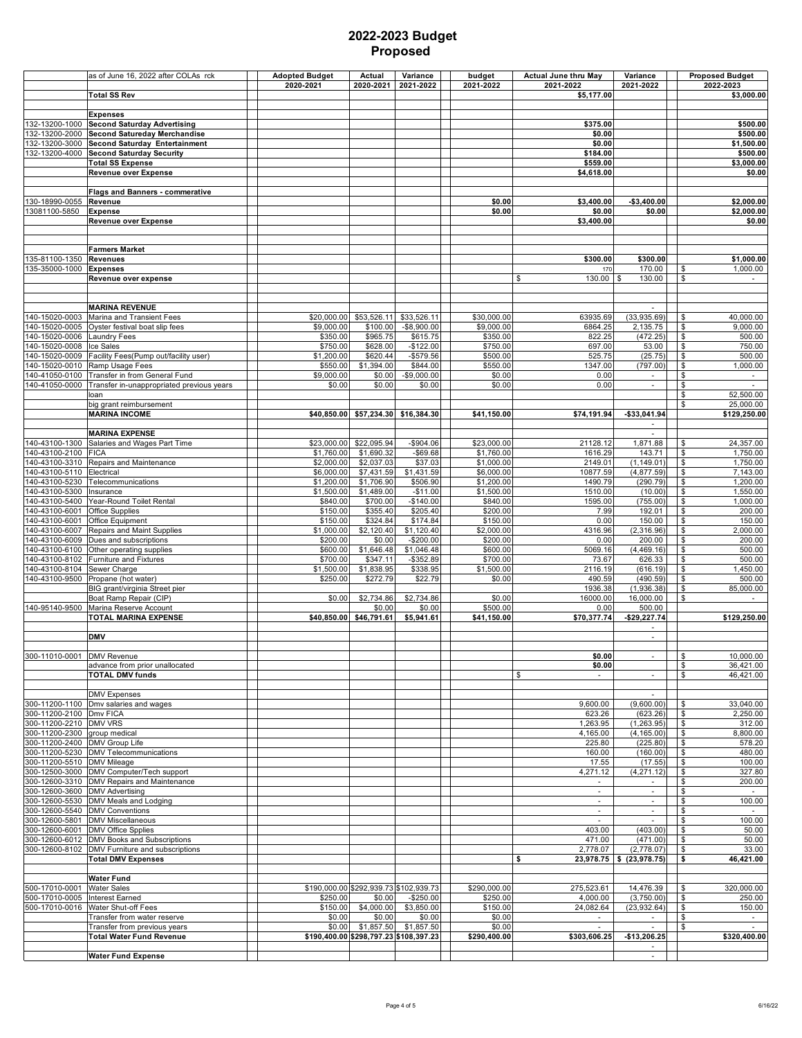# 2022-2023 Budget
## Proposed

| | as of June 16, 2022 after COLAs rck | Adopted Budget 2020-2021 | Actual 2020-2021 | Variance 2021-2022 | budget 2021-2022 | Actual June thru May 2021-2022 | Variance 2021-2022 | Proposed Budget 2022-2023 |
|---|---|---|---|---|---|---|---|---|
| | **Total SS Rev** | | | | | **$5,177.00** | | **$3,000.00** |
| | | | | | | | | |
| | **Expenses** | | | | | | | |
| 132-13200-1000 | **Second Saturday Advertising** | | | | | **$375.00** | | **$500.00** |
| 132-13200-2000 | **Second Satureday Merchandise** | | | | | **$0.00** | | **$500.00** |
| 132-13200-3000 | **Second Saturday Entertainment** | | | | | **$0.00** | | **$1,500.00** |
| 132-13200-4000 | **Second Saturday Security** | | | | | **$184.00** | | **$500.00** |
| | **Total SS Expense** | | | | | **$559.00** | | **$3,000.00** |
| | **Revenue over Expense** | | | | | **$4,618.00** | | **$0.00** |
| | | | | | | | | |
| | **Flags and Banners - commerative** | | | | | | | |
| 130-18990-0055 | **Revenue** | | | | **$0.00** | **$3,400.00** | **-$3,400.00** | **$2,000.00** |
| 13081100-5850 | **Expense** | | | | **$0.00** | **$0.00** | **$0.00** | **$2,000.00** |
| | **Revenue over Expense** | | | | | **$3,400.00** | | **$0.00** |
| | | | | | | | | |
| | **Farmers Market** | | | | | | | |
| 135-81100-1350 | **Revenues** | | | | | **$300.00** | **$300.00** | **$1,000.00** |
| 135-35000-1000 | **Expenses** | | | | | 170 | 170.00 | $ 1,000.00 |
| | **Revenue over expense** | | | | | $ 130.00 | $ 130.00 | $ - |
| | | | | | | | | |
| | **MARINA REVENUE** | | | | | | - | |
| 140-15020-0003 | Marina and Transient Fees | $20,000.00 | $53,526.11 | $33,526.11 | $30,000.00 | 63935.69 | (33,935.69) | $ 40,000.00 |
| 140-15020-0005 | Oyster festival boat slip fees | $9,000.00 | $100.00 | -$8,900.00 | $9,000.00 | 6864.25 | 2,135.75 | $ 9,000.00 |
| 140-15020-0006 | Laundry Fees | $350.00 | $965.75 | $615.75 | $350.00 | 822.25 | (472.25) | $ 500.00 |
| 140-15020-0008 | Ice Sales | $750.00 | $628.00 | -$122.00 | $750.00 | 697.00 | 53.00 | $ 750.00 |
| 140-15020-0009 | Facility Fees(Pump out/facility user) | $1,200.00 | $620.44 | -$579.56 | $500.00 | 525.75 | (25.75) | $ 500.00 |
| 140-15020-0010 | Ramp Usage Fees | $550.00 | $1,394.00 | $844.00 | $550.00 | 1347.00 | (797.00) | $ 1,000.00 |
| 140-41050-0100 | Transfer in from General Fund | $9,000.00 | $0.00 | -$9,000.00 | $0.00 | 0.00 | - | $ - |
| 140-41050-0000 | Transfer in-unappropriated previous years | $0.00 | $0.00 | $0.00 | $0.00 | 0.00 | - | $ - |
| | loan | | | | | | | $ 52,500.00 |
| | big grant reimbursement | | | | | | | $ 25,000.00 |
| | **MARINA INCOME** | **$40,850.00** | **$57,234.30** | **$16,384.30** | **$41,150.00** | **$74,191.94** | **-$33,041.94** | **$129,250.00** |
| | | | | | | | - | |
| | **MARINA EXPENSE** | | | | | | - | |
| 140-43100-1300 | Salaries and Wages Part Time | $23,000.00 | $22,095.94 | -$904.06 | $23,000.00 | 21128.12 | 1,871.88 | $ 24,357.00 |
| 140-43100-2100 | FICA | $1,760.00 | $1,690.32 | -$69.68 | $1,760.00 | 1616.29 | 143.71 | $ 1,750.00 |
| 140-43100-3310 | Repairs and Maintenance | $2,000.00 | $2,037.03 | $37.03 | $1,000.00 | 2149.01 | (1,149.01) | $ 1,750.00 |
| 140-43100-5110 | Electrical | $6,000.00 | $7,431.59 | $1,431.59 | $6,000.00 | 10877.59 | (4,877.59) | $ 7,143.00 |
| 140-43100-5230 | Telecommunications | $1,200.00 | $1,706.90 | $506.90 | $1,200.00 | 1490.79 | (290.79) | $ 1,200.00 |
| 140-43100-5300 | Insurance | $1,500.00 | $1,489.00 | -$11.00 | $1,500.00 | 1510.00 | (10.00) | $ 1,550.00 |
| 140-43100-5400 | Year-Round Toilet Rental | $840.00 | $700.00 | -$140.00 | $840.00 | 1595.00 | (755.00) | $ 1,000.00 |
| 140-43100-6001 | Office Supplies | $150.00 | $355.40 | $205.40 | $200.00 | 7.99 | 192.01 | $ 200.00 |
| 140-43100-6001 | Office Equipment | $150.00 | $324.84 | $174.84 | $150.00 | 0.00 | 150.00 | $ 150.00 |
| 140-43100-6007 | Repairs and Maint Supplies | $1,000.00 | $2,120.40 | $1,120.40 | $2,000.00 | 4316.96 | (2,316.96) | $ 2,000.00 |
| 140-43100-6009 | Dues and subscriptions | $200.00 | $0.00 | -$200.00 | $200.00 | 0.00 | 200.00 | $ 200.00 |
| 140-43100-6100 | Other operating supplies | $600.00 | $1,646.48 | $1,046.48 | $600.00 | 5069.16 | (4,469.16) | $ 500.00 |
| 140-43100-8102 | Furniture and Fixtures | $700.00 | $347.11 | -$352.89 | $700.00 | 73.67 | 626.33 | $ 500.00 |
| 140-43100-8104 | Sewer Charge | $1,500.00 | $1,838.95 | $338.95 | $1,500.00 | 2116.19 | (616.19) | $ 1,450.00 |
| 140-43100-9500 | Propane (hot water) | $250.00 | $272.79 | $22.79 | $0.00 | 490.59 | (490.59) | $ 500.00 |
| | BIG grant/virginia Street pier | | | | | 1936.38 | (1,936.38) | $ 85,000.00 |
| | Boat Ramp Repair (CIP) | $0.00 | $2,734.86 | $2,734.86 | $0.00 | 16000.00 | 16,000.00 | $ - |
| 140-95140-9500 | Marina Reserve Account | | $0.00 | $0.00 | $500.00 | 0.00 | 500.00 | |
| | **TOTAL MARINA EXPENSE** | **$40,850.00** | **$46,791.61** | **$5,941.61** | **$41,150.00** | **$70,377.74** | **-$29,227.74** | **$129,250.00** |
| | | | | | | | - | |
| | **DMV** | | | | | | - | |
| | | | | | | | | |
| 300-11010-0001 | DMV Revenue | | | | | **$0.00** | - | $ 10,000.00 |
| | advance from prior unallocated | | | | | **$0.00** | | $ 36,421.00 |
| | **TOTAL DMV funds** | | | | | $ - | - | $ 46,421.00 |
| | | | | | | | | |
| | DMV Expenses | | | | | | - | |
| 300-11200-1100 | Dmv salaries and wages | | | | | 9,600.00 | (9,600.00) | $ 33,040.00 |
| 300-11200-2100 | Dmv FICA | | | | | 623.26 | (623.26) | $ 2,250.00 |
| 300-11200-2210 | DMV VRS | | | | | 1,263.95 | (1,263.95) | $ 312.00 |
| 300-11200-2300 | group medical | | | | | 4,165.00 | (4,165.00) | $ 8,800.00 |
| 300-11200-2400 | DMV Group Life | | | | | 225.80 | (225.80) | $ 578.20 |
| 300-11200-5230 | DMV Telecommunications | | | | | 160.00 | (160.00) | $ 480.00 |
| 300-11200-5510 | DMV Mileage | | | | | 17.55 | (17.55) | $ 100.00 |
| 300-12500-3000 | DMV Computer/Tech support | | | | | 4,271.12 | (4,271.12) | $ 327.80 |
| 300-12600-3310 | DMV Repairs and Maintenance | | | | | - | - | $ 200.00 |
| 300-12600-3600 | DMV Advertising | | | | | - | - | $ - |
| 300-12600-5530 | DMV Meals and Lodging | | | | | - | - | $ 100.00 |
| 300-12600-5540 | DMV Conventions | | | | | - | - | $ - |
| 300-12600-5801 | DMV Miscellaneous | | | | | - | - | $ 100.00 |
| 300-12600-6001 | DMV Office Spplies | | | | | 403.00 | (403.00) | $ 50.00 |
| 300-12600-6012 | DMV Books and Subscriptions | | | | | 471.00 | (471.00) | $ 50.00 |
| 300-12600-8102 | DMV Furniture and subscriptions | | | | | 2,778.07 | (2,778.07) | $ 33.00 |
| | **Total DMV Expenses** | | | | | **$ 23,978.75** | **$ (23,978.75)** | **$ 46,421.00** |
| | | | | | | | | |
| | **Water Fund** | | | | | | | |
| 500-17010-0001 | Water Sales | $190,000.00 | $292,939.73 | $102,939.73 | $290,000.00 | 275,523.61 | 14,476.39 | $ 320,000.00 |
| 500-17010-0005 | Interest Earned | $250.00 | $0.00 | -$250.00 | $250.00 | 4,000.00 | (3,750.00) | $ 250.00 |
| 500-17010-0016 | Water Shut-off Fees | $150.00 | $4,000.00 | $3,850.00 | $150.00 | 24,082.64 | (23,932.64) | $ 150.00 |
| | Transfer from water reserve | $0.00 | $0.00 | $0.00 | $0.00 | - | - | $ - |
| | Transfer from previous years | $0.00 | $1,857.50 | $1,857.50 | $0.00 | - | - | $ - |
| | **Total Water Fund Revenue** | **$190,400.00** | **$298,797.23** | **$108,397.23** | **$290,400.00** | **$303,606.25** | **-$13,206.25** | **$320,400.00** |
| | | | | | | | - | |
| | **Water Fund Expense** | | | | | | - | |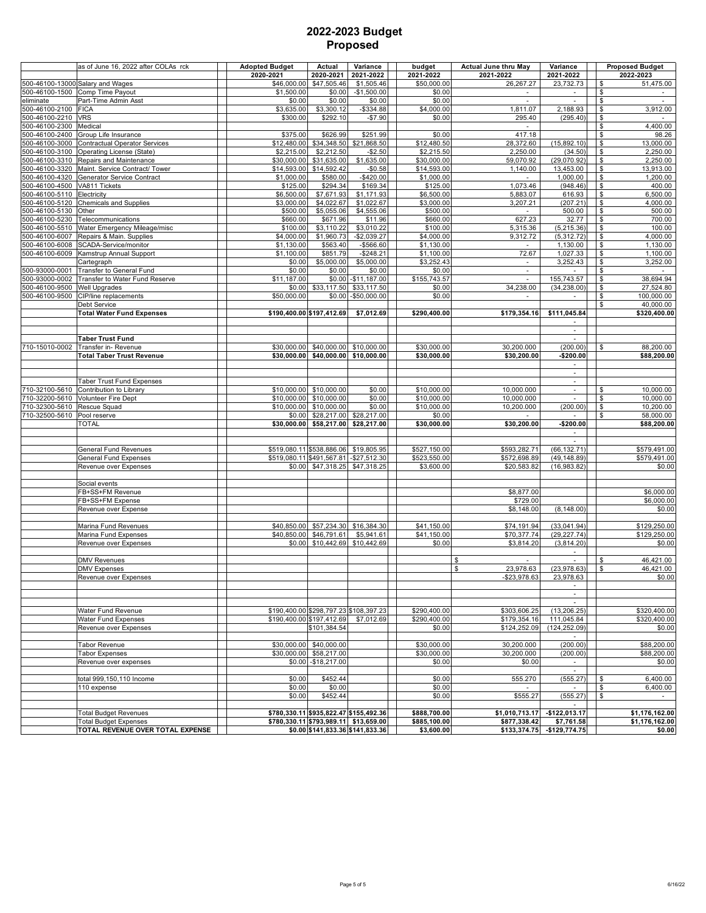# 2022-2023 Budget
## Proposed

| | as of June 16, 2022 after COLAs rck | Adopted Budget | Actual | Variance | budget | Actual June thru May | Variance | Proposed Budget |
|---|---|---|---|---|---|---|---|---|
| | | 2020-2021 | 2020-2021 | 2021-2022 | 2021-2022 | 2021-2022 | 2021-2022 | 2022-2023 |
| 500-46100-13000 | Salary and Wages | $46,000.00 | $47,505.46 | $1,505.46 | $50,000.00 | 26,267.27 | 23,732.73 | $ 51,475.00 |
| 500-46100-1500 | Comp Time Payout | $1,500.00 | $0.00 | -$1,500.00 | $0.00 | - | - | $ - |
| eliminate | Part-Time Admin Asst | $0.00 | $0.00 | $0.00 | $0.00 | - | - | $ - |
| 500-46100-2100 | FICA | $3,635.00 | $3,300.12 | -$334.88 | $4,000.00 | 1,811.07 | 2,188.93 | $ 3,912.00 |
| 500-46100-2210 | VRS | $300.00 | $292.10 | -$7.90 | $0.00 | 295.40 | (295.40) | $ - |
| 500-46100-2300 | Medical | | | | | - | | $ 4,400.00 |
| 500-46100-2400 | Group Life Insurance | $375.00 | $626.99 | $251.99 | $0.00 | 417.18 | | $ 98.26 |
| 500-46100-3000 | Contractual Operator Services | $12,480.00 | $34,348.50 | $21,868.50 | $12,480.50 | 28,372.60 | (15,892.10) | $ 13,000.00 |
| 500-46100-3100 | Operating License (State) | $2,215.00 | $2,212.50 | -$2.50 | $2,215.50 | 2,250.00 | (34.50) | $ 2,250.00 |
| 500-46100-3310 | Repairs and Maintenance | $30,000.00 | $31,635.00 | $1,635.00 | $30,000.00 | 59,070.92 | (29,070.92) | $ 2,250.00 |
| 500-46100-3320 | Maint. Service Contract/ Tower | $14,593.00 | $14,592.42 | -$0.58 | $14,593.00 | 1,140.00 | 13,453.00 | $ 13,913.00 |
| 500-46100-4320 | Generator Service Contract | $1,000.00 | $580.00 | -$420.00 | $1,000.00 | - | 1,000.00 | $ 1,200.00 |
| 500-46100-4500 | VA811 Tickets | $125.00 | $294.34 | $169.34 | $125.00 | 1,073.46 | (948.46) | $ 400.00 |
| 500-46100-5110 | Electricity | $6,500.00 | $7,671.93 | $1,171.93 | $6,500.00 | 5,883.07 | 616.93 | $ 6,500.00 |
| 500-46100-5120 | Chemicals and Supplies | $3,000.00 | $4,022.67 | $1,022.67 | $3,000.00 | 3,207.21 | (207.21) | $ 4,000.00 |
| 500-46100-5130 | Other | $500.00 | $5,055.06 | $4,555.06 | $500.00 | - | 500.00 | $ 500.00 |
| 500-46100-5230 | Telecommunications | $660.00 | $671.96 | $11.96 | $660.00 | 627.23 | 32.77 | $ 700.00 |
| 500-46100-5510 | Water Emergency Mileage/misc | $100.00 | $3,110.22 | $3,010.22 | $100.00 | 5,315.36 | (5,215.36) | $ 100.00 |
| 500-46100-6007 | Repairs & Main. Supplies | $4,000.00 | $1,960.73 | -$2,039.27 | $4,000.00 | 9,312.72 | (5,312.72) | $ 4,000.00 |
| 500-46100-6008 | SCADA-Service/monitor | $1,130.00 | $563.40 | -$566.60 | $1,130.00 | - | 1,130.00 | $ 1,130.00 |
| 500-46100-6009 | Kamstrup Annual Support | $1,100.00 | $851.79 | -$248.21 | $1,100.00 | 72.67 | 1,027.33 | $ 1,100.00 |
| | Cartegraph | $0.00 | $5,000.00 | $5,000.00 | $3,252.43 | - | 3,252.43 | $ 3,252.00 |
| 500-93000-0001 | Transfer to General Fund | $0.00 | $0.00 | $0.00 | $0.00 | - | - | $ - |
| 500-93000-0002 | Transfer to Water Fund Reserve | $11,187.00 | $0.00 | -$11,187.00 | $155,743.57 | - | 155,743.57 | $ 38,694.94 |
| 500-46100-9500 | Well Upgrades | $0.00 | $33,117.50 | $33,117.50 | $0.00 | 34,238.00 | (34,238.00) | $ 27,524.80 |
| 500-46100-9500 | CIP/line replacements | $50,000.00 | $0.00 | -$50,000.00 | $0.00 | - | - | $ 100,000.00 |
| | Debt Service | | | | | | | $ 40,000.00 |
| | **Total Water Fund Expenses** | **$190,400.00** | **$197,412.69** | **$7,012.69** | **$290,400.00** | **$179,354.16** | **$111,045.84** | **$320,400.00** |
| | | | | | | | - | |
| | | | | | | | - | |
| | **Taber Trust Fund** | | | | | | - | |
| 710-15010-0002 | Transfer in- Revenue | $30,000.00 | $40,000.00 | $10,000.00 | $30,000.00 | 30,200.000 | (200.00) | $ 88,200.00 |
| | **Total Taber Trust Revenue** | **$30,000.00** | **$40,000.00** | **$10,000.00** | **$30,000.00** | **$30,200.00** | **-$200.00** | **$88,200.00** |
| | | | | | | | - | |
| | | | | | | | - | |
| | Taber Trust Fund Expenses | | | | | | - | |
| 710-32100-5610 | Contribution to Library | $10,000.00 | $10,000.00 | $0.00 | $10,000.00 | 10,000.000 | - | $ 10,000.00 |
| 710-32200-5610 | Volunteer Fire Dept | $10,000.00 | $10,000.00 | $0.00 | $10,000.00 | 10,000.000 | - | $ 10,000.00 |
| 710-32300-5610 | Rescue Squad | $10,000.00 | $10,000.00 | $0.00 | $10,000.00 | 10,200.000 | (200.00) | $ 10,200.00 |
| 710-32500-5610 | Pool reserve | $0.00 | $28,217.00 | $28,217.00 | $0.00 | - | - | $ 58,000.00 |
| | TOTAL | **$30,000.00** | **$58,217.00** | **$28,217.00** | **$30,000.00** | **$30,200.00** | **-$200.00** | **$88,200.00** |
| | | | | | | | - | |
| | | | | | | | - | |
| | General Fund Revenues | $519,080.11 | $538,886.06 | $19,805.95 | $527,150.00 | $593,282.71 | (66,132.71) | $579,491.00 |
| | General Fund Expenses | $519,080.11 | $491,567.81 | -$27,512.30 | $523,550.00 | $572,698.89 | (49,148.89) | $579,491.00 |
| | Revenue over Expenses | $0.00 | $47,318.25 | $47,318.25 | $3,600.00 | $20,583.82 | (16,983.82) | $0.00 |
| | | | | | | | | |
| | Social events | | | | | | | |
| | FB+SS+FM Revenue | | | | | $8,877.00 | | $6,000.00 |
| | FB+SS+FM Expense | | | | | $729.00 | | $6,000.00 |
| | Revenue over Expense | | | | | $8,148.00 | (8,148.00) | $0.00 |
| | | | | | | | | |
| | Marina Fund Revenues | $40,850.00 | $57,234.30 | $16,384.30 | $41,150.00 | $74,191.94 | (33,041.94) | $129,250.00 |
| | Marina Fund Expenses | $40,850.00 | $46,791.61 | $5,941.61 | $41,150.00 | $70,377.74 | (29,227.74) | $129,250.00 |
| | Revenue over Expenses | $0.00 | $10,442.69 | $10,442.69 | $0.00 | $3,814.20 | (3,814.20) | $0.00 |
| | | | | | | | - | |
| | DMV Revenues | | | | | $ - | - | $ 46,421.00 |
| | DMV Expenses | | | | | $ 23,978.63 | (23,978.63) | $ 46,421.00 |
| | Revenue over Expenses | | | | | -$23,978.63 | 23,978.63 | $0.00 |
| | | | | | | | - | |
| | | | | | | | - | |
| | | | | | | | - | |
| | Water Fund Revenue | $190,400.00 | $298,797.23 | $108,397.23 | $290,400.00 | $303,606.25 | (13,206.25) | $320,400.00 |
| | Water Fund Expenses | $190,400.00 | $197,412.69 | $7,012.69 | $290,400.00 | $179,354.16 | 111,045.84 | $320,400.00 |
| | Revenue over Expenses | | $101,384.54 | | $0.00 | $124,252.09 | (124,252.09) | $0.00 |
| | | | | | | | - | |
| | Tabor Revenue | $30,000.00 | $40,000.00 | | $30,000.00 | 30,200.000 | (200.00) | $88,200.00 |
| | Tabor Expenses | $30,000.00 | $58,217.00 | | $30,000.00 | 30,200.000 | (200.00) | $88,200.00 |
| | Revenue over expenses | $0.00 | -$18,217.00 | | $0.00 | $0.00 | - | $0.00 |
| | | | | | | | - | |
| | total 999,150,110 Income | $0.00 | $452.44 | | $0.00 | 555.270 | (555.27) | $ 6,400.00 |
| | 110 expense | $0.00 | $0.00 | | $0.00 | - | - | $ 6,400.00 |
| | | $0.00 | $452.44 | | $0.00 | $555.27 | (555.27) | $ - |
| | | | | | | | - | |
| | Total Budget Revenues | **$780,330.11** | **$935,822.47** | **$155,492.36** | **$888,700.00** | **$1,010,713.17** | **-$122,013.17** | **$1,176,162.00** |
| | Total Budget Expenses | **$780,330.11** | **$793,989.11** | **$13,659.00** | **$885,100.00** | **$877,338.42** | **$7,761.58** | **$1,176,162.00** |
| | **TOTAL REVENUE OVER TOTAL EXPENSE** | **$0.00** | **$141,833.36** | **$141,833.36** | **$3,600.00** | **$133,374.75** | **-$129,774.75** | **$0.00** |